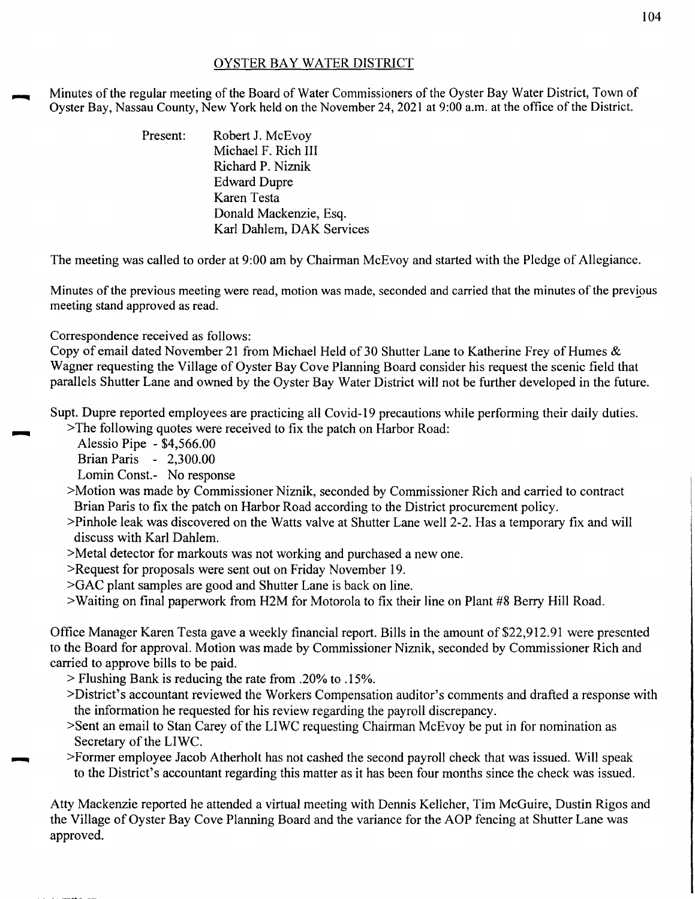# OYSTER BAY WATER DISTRICT

Minutes of the regular meeting of the Board of Water Commissioners of the Oyster Bay Water District, Town of Oyster Bay, Nassau County, New York held on the November 24, 2021 at 9:00 a.m. at the office of the District.

Present:
- Robert J. McEvoy
- Michael F. Rich III
- Richard P. Niznik
- Edward Dupre
- Karen Testa
- Donald Mackenzie, Esq.
- Karl Dahlem, DAK Services

The meeting was called to order at 9:00 am by Chairman McEvoy and started with the Pledge of Allegiance.

Minutes of the previous meeting were read, motion was made, seconded and carried that the minutes of the previous meeting stand approved as read.

Correspondence received as follows:
Copy of email dated November 21 from Michael Held of 30 Shutter Lane to Katherine Frey of Humes & Wagner requesting the Village of Oyster Bay Cove Planning Board consider his request the scenic field that parallels Shutter Lane and owned by the Oyster Bay Water District will not be further developed in the future.

Supt. Dupre reported employees are practicing all Covid-19 precautions while performing their daily duties.

>The following quotes were received to fix the patch on Harbor Road:
  Alessio Pipe - $4,566.00
  Brian Paris - 2,300.00
  Lomin Const.- No response

>Motion was made by Commissioner Niznik, seconded by Commissioner Rich and carried to contract Brian Paris to fix the patch on Harbor Road according to the District procurement policy.

>Pinhole leak was discovered on the Watts valve at Shutter Lane well 2-2. Has a temporary fix and will discuss with Karl Dahlem.

>Metal detector for markouts was not working and purchased a new one.

>Request for proposals were sent out on Friday November 19.

>GAC plant samples are good and Shutter Lane is back on line.

>Waiting on final paperwork from H2M for Motorola to fix their line on Plant #8 Berry Hill Road.

Office Manager Karen Testa gave a weekly financial report. Bills in the amount of $22,912.91 were presented to the Board for approval. Motion was made by Commissioner Niznik, seconded by Commissioner Rich and carried to approve bills to be paid.

> Flushing Bank is reducing the rate from .20% to .15%.

>District's accountant reviewed the Workers Compensation auditor's comments and drafted a response with the information he requested for his review regarding the payroll discrepancy.

>Sent an email to Stan Carey of the LIWC requesting Chairman McEvoy be put in for nomination as Secretary of the LIWC.

>Former employee Jacob Atherholt has not cashed the second payroll check that was issued. Will speak to the District's accountant regarding this matter as it has been four months since the check was issued.

Atty Mackenzie reported he attended a virtual meeting with Dennis Kelleher, Tim McGuire, Dustin Rigos and the Village of Oyster Bay Cove Planning Board and the variance for the AOP fencing at Shutter Lane was approved.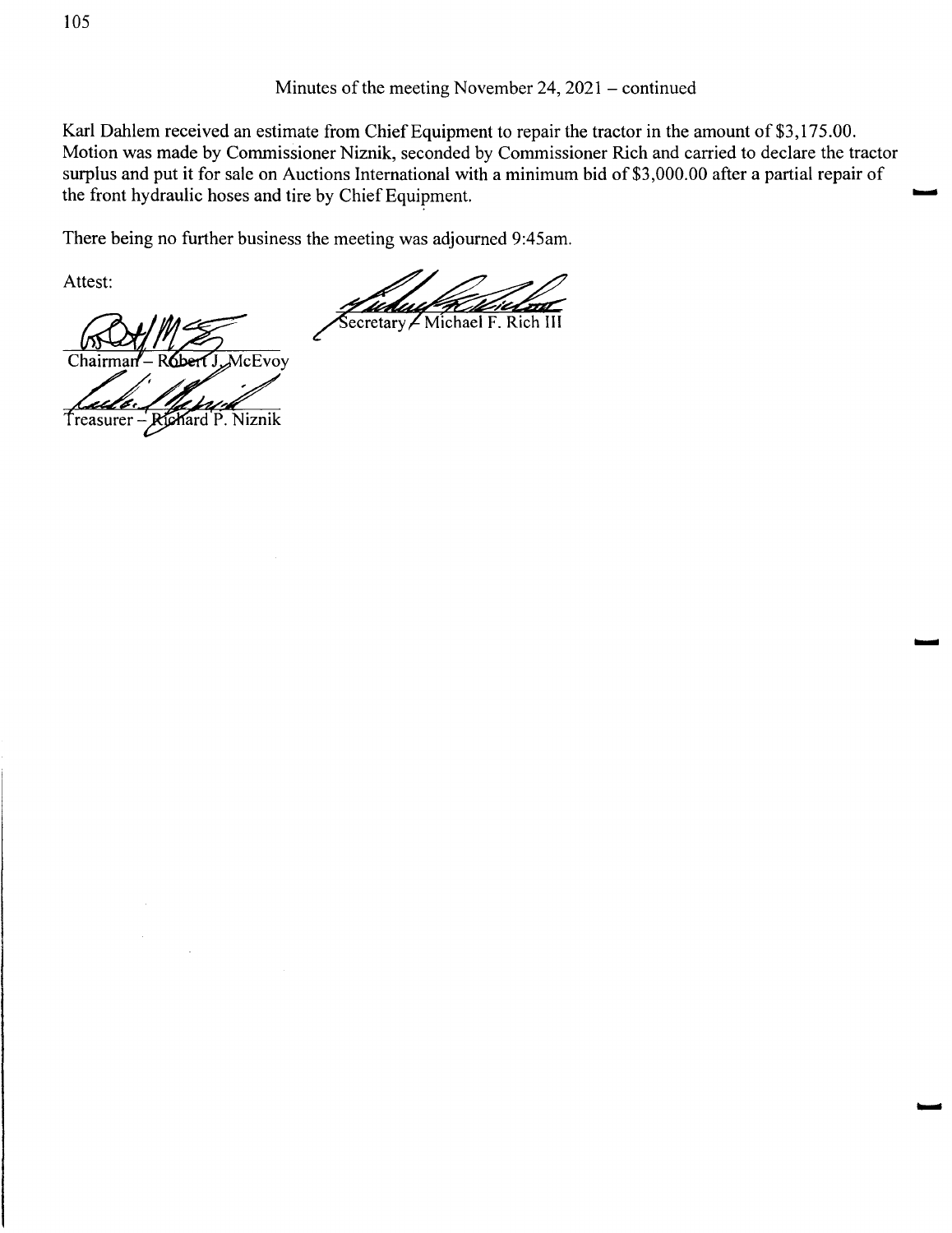Minutes of the meeting November 24, 2021 – continued

Karl Dahlem received an estimate from Chief Equipment to repair the tractor in the amount of $3,175.00. Motion was made by Commissioner Niznik, seconded by Commissioner Rich and carried to declare the tractor surplus and put it for sale on Auctions International with a minimum bid of $3,000.00 after a partial repair of the front hydraulic hoses and tire by Chief Equipment.

There being no further business the meeting was adjourned 9:45am.

Attest:

Chairman – Robert J. McEvoy

Treasurer – Richard P. Niznik

Secretary – Michael F. Rich III